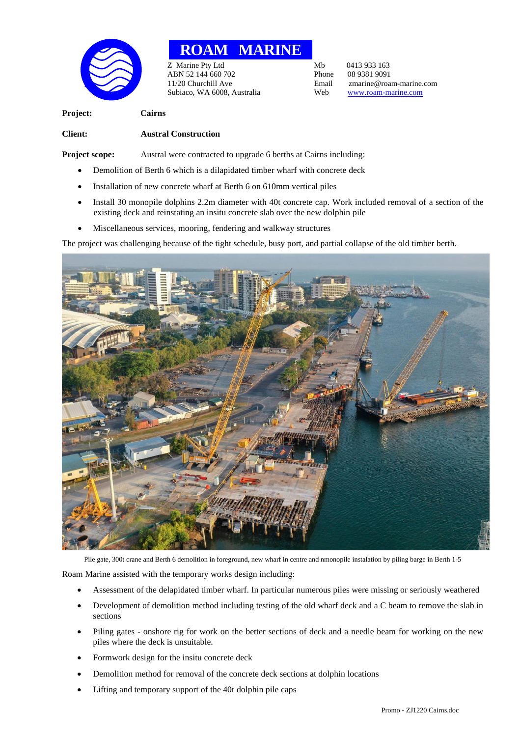# ROAM MARINE

Z Marine Pty Ltd
ABN 52 144 660 702
11/20 Churchill Ave
Subiaco, WA 6008, Australia

Mb 0413 933 163
Phone 08 9381 9091
Email zmarine@roam-marine.com
Web www.roam-marine.com

**Project:** **Cairns**

**Client:** **Austral Construction**

**Project scope:** Austral were contracted to upgrade 6 berths at Cairns including:

- Demolition of Berth 6 which is a dilapidated timber wharf with concrete deck
- Installation of new concrete wharf at Berth 6 on 610mm vertical piles
- Install 30 monopile dolphins 2.2m diameter with 40t concrete cap. Work included removal of a section of the existing deck and reinstating an insitu concrete slab over the new dolphin pile
- Miscellaneous services, mooring, fendering and walkway structures

The project was challenging because of the tight schedule, busy port, and partial collapse of the old timber berth.

Pile gate, 300t crane and Berth 6 demolition in foreground, new wharf in centre and nmonopile instalation by piling barge in Berth 1-5

Roam Marine assisted with the temporary works design including:

- Assessment of the delapidated timber wharf. In particular numerous piles were missing or seriously weathered
- Development of demolition method including testing of the old wharf deck and a C beam to remove the slab in sections
- Piling gates - onshore rig for work on the better sections of deck and a needle beam for working on the new piles where the deck is unsuitable.
- Formwork design for the insitu concrete deck
- Demolition method for removal of the concrete deck sections at dolphin locations
- Lifting and temporary support of the 40t dolphin pile caps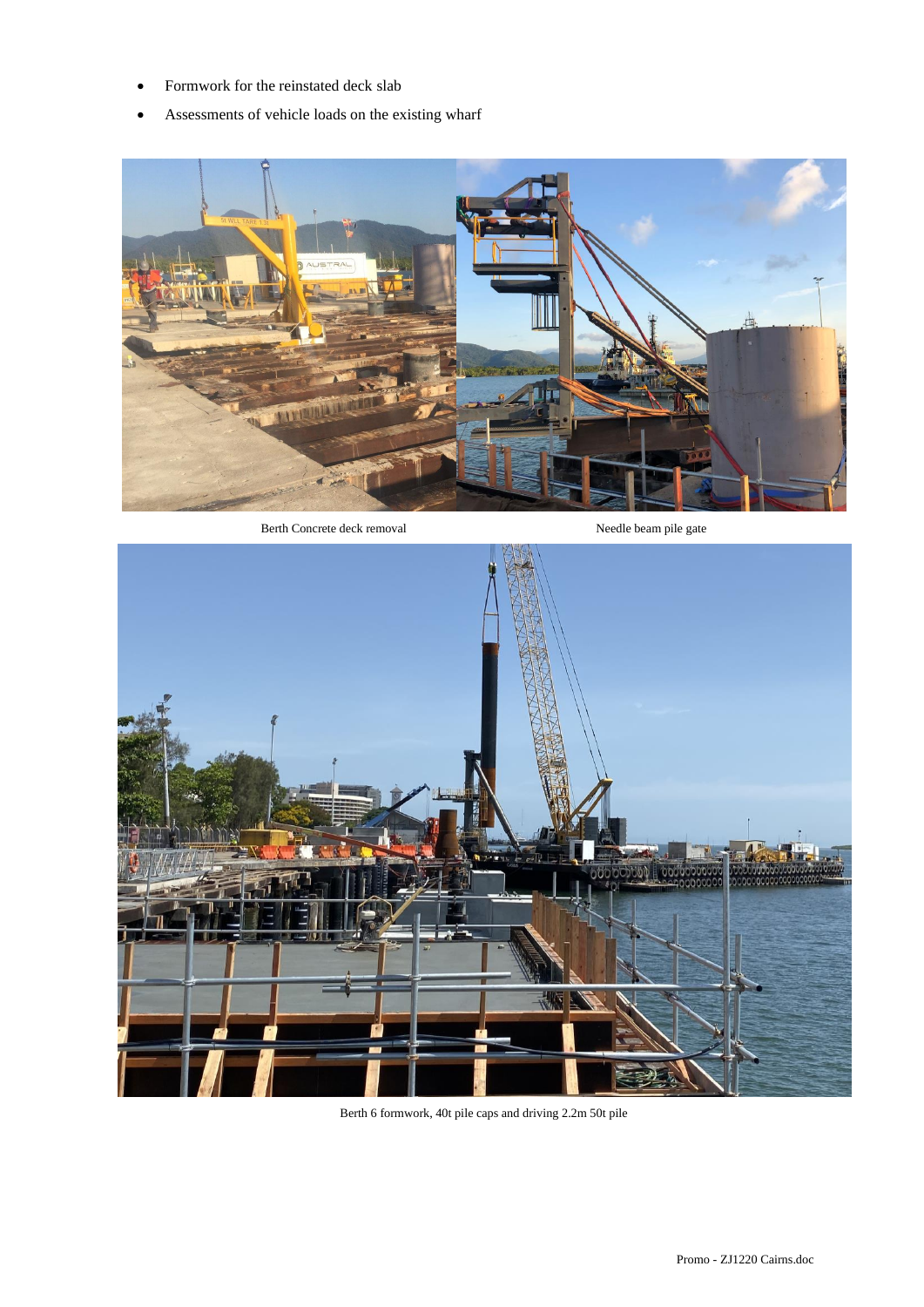- Formwork for the reinstated deck slab
- Assessments of vehicle loads on the existing wharf

Berth Concrete deck removal

Needle beam pile gate

Berth 6 formwork, 40t pile caps and driving 2.2m 50t pile